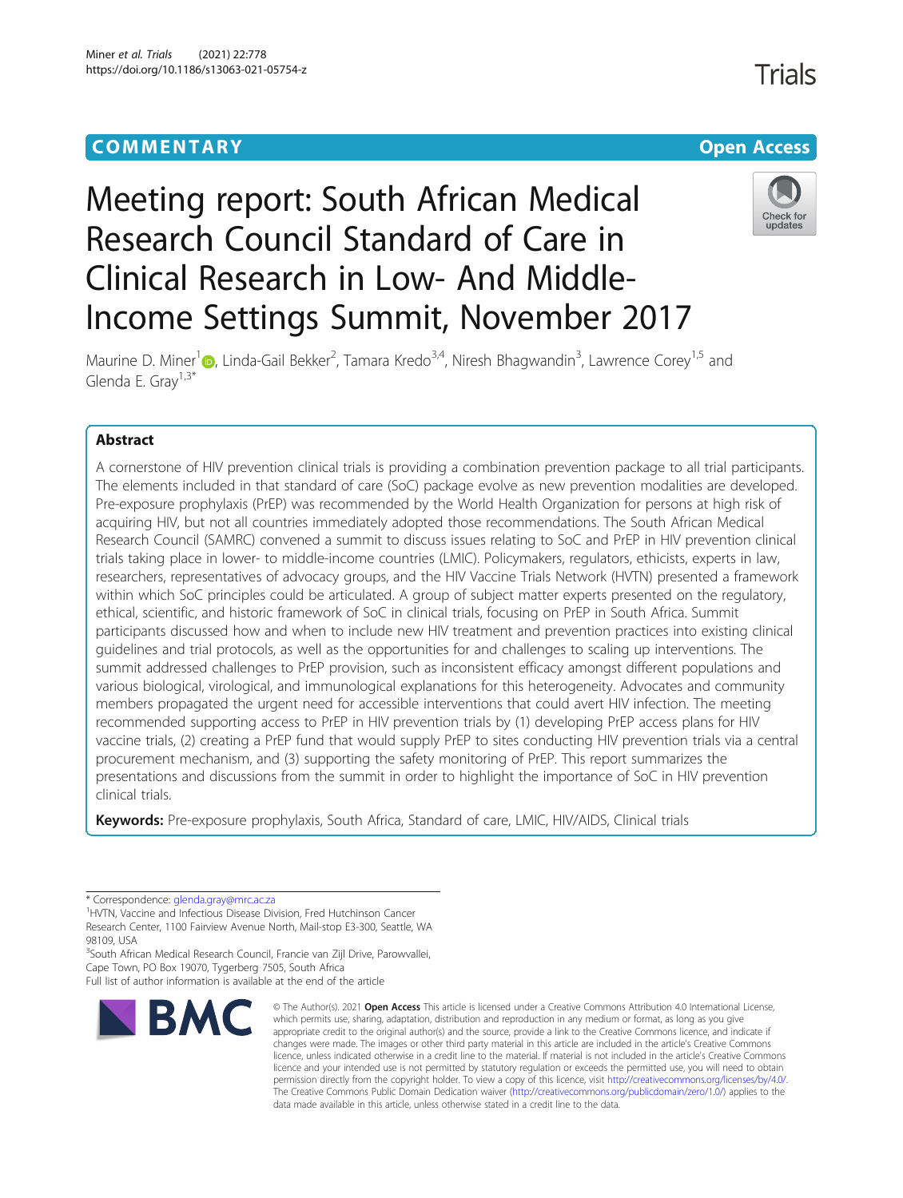COMMENTARY

Open Access

# Meeting report: South African Medical Research Council Standard of Care in Clinical Research in Low- And Middle-Income Settings Summit, November 2017

Maurine D. Miner[1], Linda-Gail Bekker[2], Tamara Kredo[3,4], Niresh Bhagwandin[3], Lawrence Corey[1,5] and Glenda E. Gray[1,3*]

## Abstract

A cornerstone of HIV prevention clinical trials is providing a combination prevention package to all trial participants. The elements included in that standard of care (SoC) package evolve as new prevention modalities are developed. Pre-exposure prophylaxis (PrEP) was recommended by the World Health Organization for persons at high risk of acquiring HIV, but not all countries immediately adopted those recommendations. The South African Medical Research Council (SAMRC) convened a summit to discuss issues relating to SoC and PrEP in HIV prevention clinical trials taking place in lower- to middle-income countries (LMIC). Policymakers, regulators, ethicists, experts in law, researchers, representatives of advocacy groups, and the HIV Vaccine Trials Network (HVTN) presented a framework within which SoC principles could be articulated. A group of subject matter experts presented on the regulatory, ethical, scientific, and historic framework of SoC in clinical trials, focusing on PrEP in South Africa. Summit participants discussed how and when to include new HIV treatment and prevention practices into existing clinical guidelines and trial protocols, as well as the opportunities for and challenges to scaling up interventions. The summit addressed challenges to PrEP provision, such as inconsistent efficacy amongst different populations and various biological, virological, and immunological explanations for this heterogeneity. Advocates and community members propagated the urgent need for accessible interventions that could avert HIV infection. The meeting recommended supporting access to PrEP in HIV prevention trials by (1) developing PrEP access plans for HIV vaccine trials, (2) creating a PrEP fund that would supply PrEP to sites conducting HIV prevention trials via a central procurement mechanism, and (3) supporting the safety monitoring of PrEP. This report summarizes the presentations and discussions from the summit in order to highlight the importance of SoC in HIV prevention clinical trials.

**Keywords:** Pre-exposure prophylaxis, South Africa, Standard of care, LMIC, HIV/AIDS, Clinical trials

\* Correspondence: glenda.gray@mrc.ac.za

[1]HVTN, Vaccine and Infectious Disease Division, Fred Hutchinson Cancer Research Center, 1100 Fairview Avenue North, Mail-stop E3-300, Seattle, WA 98109, USA

[3]South African Medical Research Council, Francie van Zijl Drive, Parowvallei, Cape Town, PO Box 19070, Tygerberg 7505, South Africa

Full list of author information is available at the end of the article

© The Author(s). 2021 **Open Access** This article is licensed under a Creative Commons Attribution 4.0 International License, which permits use, sharing, adaptation, distribution and reproduction in any medium or format, as long as you give appropriate credit to the original author(s) and the source, provide a link to the Creative Commons licence, and indicate if changes were made. The images or other third party material in this article are included in the article's Creative Commons licence, unless indicated otherwise in a credit line to the material. If material is not included in the article's Creative Commons licence and your intended use is not permitted by statutory regulation or exceeds the permitted use, you will need to obtain permission directly from the copyright holder. To view a copy of this licence, visit http://creativecommons.org/licenses/by/4.0/. The Creative Commons Public Domain Dedication waiver (http://creativecommons.org/publicdomain/zero/1.0/) applies to the data made available in this article, unless otherwise stated in a credit line to the data.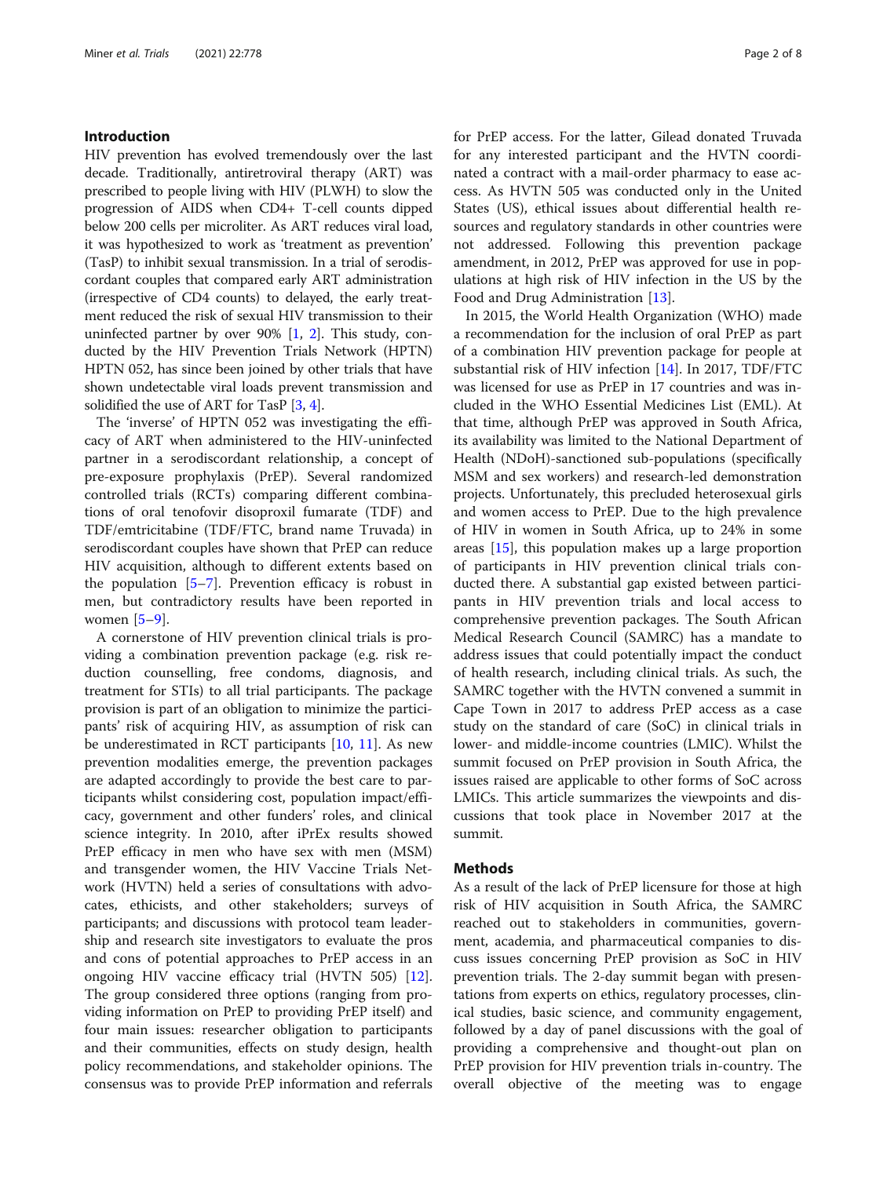## Introduction

HIV prevention has evolved tremendously over the last decade. Traditionally, antiretroviral therapy (ART) was prescribed to people living with HIV (PLWH) to slow the progression of AIDS when CD4+ T-cell counts dipped below 200 cells per microliter. As ART reduces viral load, it was hypothesized to work as 'treatment as prevention' (TasP) to inhibit sexual transmission. In a trial of serodiscordant couples that compared early ART administration (irrespective of CD4 counts) to delayed, the early treatment reduced the risk of sexual HIV transmission to their uninfected partner by over 90% [1, 2]. This study, conducted by the HIV Prevention Trials Network (HPTN) HPTN 052, has since been joined by other trials that have shown undetectable viral loads prevent transmission and solidified the use of ART for TasP [3, 4].

The 'inverse' of HPTN 052 was investigating the efficacy of ART when administered to the HIV-uninfected partner in a serodiscordant relationship, a concept of pre-exposure prophylaxis (PrEP). Several randomized controlled trials (RCTs) comparing different combinations of oral tenofovir disoproxil fumarate (TDF) and TDF/emtricitabine (TDF/FTC, brand name Truvada) in serodiscordant couples have shown that PrEP can reduce HIV acquisition, although to different extents based on the population [5–7]. Prevention efficacy is robust in men, but contradictory results have been reported in women [5–9].

A cornerstone of HIV prevention clinical trials is providing a combination prevention package (e.g. risk reduction counselling, free condoms, diagnosis, and treatment for STIs) to all trial participants. The package provision is part of an obligation to minimize the participants' risk of acquiring HIV, as assumption of risk can be underestimated in RCT participants [10, 11]. As new prevention modalities emerge, the prevention packages are adapted accordingly to provide the best care to participants whilst considering cost, population impact/efficacy, government and other funders' roles, and clinical science integrity. In 2010, after iPrEx results showed PrEP efficacy in men who have sex with men (MSM) and transgender women, the HIV Vaccine Trials Network (HVTN) held a series of consultations with advocates, ethicists, and other stakeholders; surveys of participants; and discussions with protocol team leadership and research site investigators to evaluate the pros and cons of potential approaches to PrEP access in an ongoing HIV vaccine efficacy trial (HVTN 505) [12]. The group considered three options (ranging from providing information on PrEP to providing PrEP itself) and four main issues: researcher obligation to participants and their communities, effects on study design, health policy recommendations, and stakeholder opinions. The consensus was to provide PrEP information and referrals for PrEP access. For the latter, Gilead donated Truvada for any interested participant and the HVTN coordinated a contract with a mail-order pharmacy to ease access. As HVTN 505 was conducted only in the United States (US), ethical issues about differential health resources and regulatory standards in other countries were not addressed. Following this prevention package amendment, in 2012, PrEP was approved for use in populations at high risk of HIV infection in the US by the Food and Drug Administration [13].

In 2015, the World Health Organization (WHO) made a recommendation for the inclusion of oral PrEP as part of a combination HIV prevention package for people at substantial risk of HIV infection [14]. In 2017, TDF/FTC was licensed for use as PrEP in 17 countries and was included in the WHO Essential Medicines List (EML). At that time, although PrEP was approved in South Africa, its availability was limited to the National Department of Health (NDoH)-sanctioned sub-populations (specifically MSM and sex workers) and research-led demonstration projects. Unfortunately, this precluded heterosexual girls and women access to PrEP. Due to the high prevalence of HIV in women in South Africa, up to 24% in some areas [15], this population makes up a large proportion of participants in HIV prevention clinical trials conducted there. A substantial gap existed between participants in HIV prevention trials and local access to comprehensive prevention packages. The South African Medical Research Council (SAMRC) has a mandate to address issues that could potentially impact the conduct of health research, including clinical trials. As such, the SAMRC together with the HVTN convened a summit in Cape Town in 2017 to address PrEP access as a case study on the standard of care (SoC) in clinical trials in lower- and middle-income countries (LMIC). Whilst the summit focused on PrEP provision in South Africa, the issues raised are applicable to other forms of SoC across LMICs. This article summarizes the viewpoints and discussions that took place in November 2017 at the summit.

## Methods

As a result of the lack of PrEP licensure for those at high risk of HIV acquisition in South Africa, the SAMRC reached out to stakeholders in communities, government, academia, and pharmaceutical companies to discuss issues concerning PrEP provision as SoC in HIV prevention trials. The 2-day summit began with presentations from experts on ethics, regulatory processes, clinical studies, basic science, and community engagement, followed by a day of panel discussions with the goal of providing a comprehensive and thought-out plan on PrEP provision for HIV prevention trials in-country. The overall objective of the meeting was to engage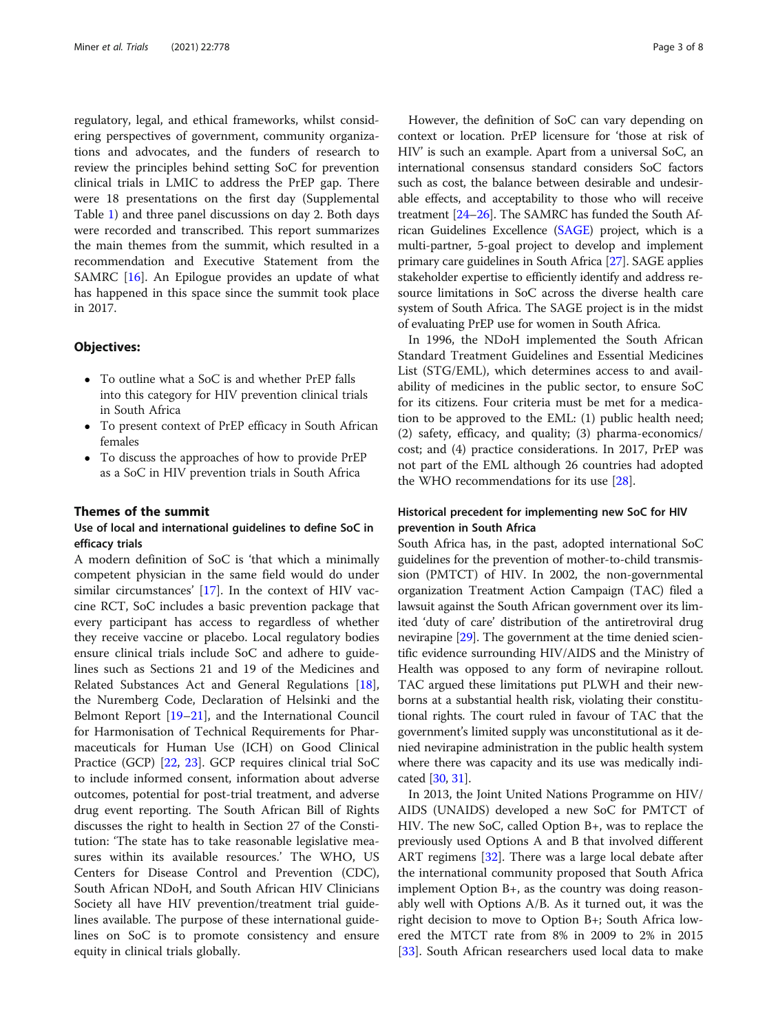regulatory, legal, and ethical frameworks, whilst considering perspectives of government, community organizations and advocates, and the funders of research to review the principles behind setting SoC for prevention clinical trials in LMIC to address the PrEP gap. There were 18 presentations on the first day (Supplemental Table 1) and three panel discussions on day 2. Both days were recorded and transcribed. This report summarizes the main themes from the summit, which resulted in a recommendation and Executive Statement from the SAMRC [16]. An Epilogue provides an update of what has happened in this space since the summit took place in 2017.

## Objectives:

- To outline what a SoC is and whether PrEP falls into this category for HIV prevention clinical trials in South Africa
- To present context of PrEP efficacy in South African females
- To discuss the approaches of how to provide PrEP as a SoC in HIV prevention trials in South Africa

## Themes of the summit

### Use of local and international guidelines to define SoC in efficacy trials

A modern definition of SoC is 'that which a minimally competent physician in the same field would do under similar circumstances' [17]. In the context of HIV vaccine RCT, SoC includes a basic prevention package that every participant has access to regardless of whether they receive vaccine or placebo. Local regulatory bodies ensure clinical trials include SoC and adhere to guidelines such as Sections 21 and 19 of the Medicines and Related Substances Act and General Regulations [18], the Nuremberg Code, Declaration of Helsinki and the Belmont Report [19–21], and the International Council for Harmonisation of Technical Requirements for Pharmaceuticals for Human Use (ICH) on Good Clinical Practice (GCP) [22, 23]. GCP requires clinical trial SoC to include informed consent, information about adverse outcomes, potential for post-trial treatment, and adverse drug event reporting. The South African Bill of Rights discusses the right to health in Section 27 of the Constitution: 'The state has to take reasonable legislative measures within its available resources.' The WHO, US Centers for Disease Control and Prevention (CDC), South African NDoH, and South African HIV Clinicians Society all have HIV prevention/treatment trial guidelines available. The purpose of these international guidelines on SoC is to promote consistency and ensure equity in clinical trials globally.

However, the definition of SoC can vary depending on context or location. PrEP licensure for 'those at risk of HIV' is such an example. Apart from a universal SoC, an international consensus standard considers SoC factors such as cost, the balance between desirable and undesirable effects, and acceptability to those who will receive treatment [24–26]. The SAMRC has funded the South African Guidelines Excellence (SAGE) project, which is a multi-partner, 5-goal project to develop and implement primary care guidelines in South Africa [27]. SAGE applies stakeholder expertise to efficiently identify and address resource limitations in SoC across the diverse health care system of South Africa. The SAGE project is in the midst of evaluating PrEP use for women in South Africa.

In 1996, the NDoH implemented the South African Standard Treatment Guidelines and Essential Medicines List (STG/EML), which determines access to and availability of medicines in the public sector, to ensure SoC for its citizens. Four criteria must be met for a medication to be approved to the EML: (1) public health need; (2) safety, efficacy, and quality; (3) pharma-economics/cost; and (4) practice considerations. In 2017, PrEP was not part of the EML although 26 countries had adopted the WHO recommendations for its use [28].

### Historical precedent for implementing new SoC for HIV prevention in South Africa

South Africa has, in the past, adopted international SoC guidelines for the prevention of mother-to-child transmission (PMTCT) of HIV. In 2002, the non-governmental organization Treatment Action Campaign (TAC) filed a lawsuit against the South African government over its limited 'duty of care' distribution of the antiretroviral drug nevirapine [29]. The government at the time denied scientific evidence surrounding HIV/AIDS and the Ministry of Health was opposed to any form of nevirapine rollout. TAC argued these limitations put PLWH and their newborns at a substantial health risk, violating their constitutional rights. The court ruled in favour of TAC that the government's limited supply was unconstitutional as it denied nevirapine administration in the public health system where there was capacity and its use was medically indicated [30, 31].

In 2013, the Joint United Nations Programme on HIV/AIDS (UNAIDS) developed a new SoC for PMTCT of HIV. The new SoC, called Option B+, was to replace the previously used Options A and B that involved different ART regimens [32]. There was a large local debate after the international community proposed that South Africa implement Option B+, as the country was doing reasonably well with Options A/B. As it turned out, it was the right decision to move to Option B+; South Africa lowered the MTCT rate from 8% in 2009 to 2% in 2015 [33]. South African researchers used local data to make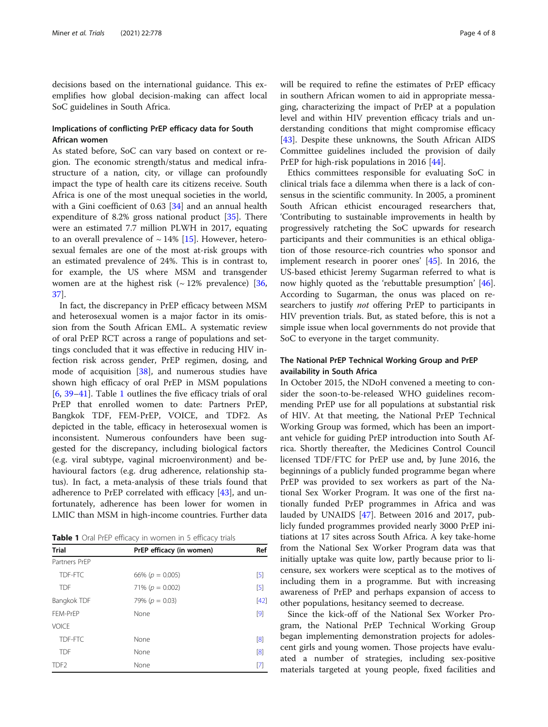decisions based on the international guidance. This exemplifies how global decision-making can affect local SoC guidelines in South Africa.

## Implications of conflicting PrEP efficacy data for South African women

As stated before, SoC can vary based on context or region. The economic strength/status and medical infrastructure of a nation, city, or village can profoundly impact the type of health care its citizens receive. South Africa is one of the most unequal societies in the world, with a Gini coefficient of 0.63 [34] and an annual health expenditure of 8.2% gross national product [35]. There were an estimated 7.7 million PLWH in 2017, equating to an overall prevalence of ~ 14% [15]. However, heterosexual females are one of the most at-risk groups with an estimated prevalence of 24%. This is in contrast to, for example, the US where MSM and transgender women are at the highest risk (~ 12% prevalence) [36, 37].

In fact, the discrepancy in PrEP efficacy between MSM and heterosexual women is a major factor in its omission from the South African EML. A systematic review of oral PrEP RCT across a range of populations and settings concluded that it was effective in reducing HIV infection risk across gender, PrEP regimen, dosing, and mode of acquisition [38], and numerous studies have shown high efficacy of oral PrEP in MSM populations [6, 39–41]. Table 1 outlines the five efficacy trials of oral PrEP that enrolled women to date: Partners PrEP, Bangkok TDF, FEM-PrEP, VOICE, and TDF2. As depicted in the table, efficacy in heterosexual women is inconsistent. Numerous confounders have been suggested for the discrepancy, including biological factors (e.g. viral subtype, vaginal microenvironment) and behavioural factors (e.g. drug adherence, relationship status). In fact, a meta-analysis of these trials found that adherence to PrEP correlated with efficacy [43], and unfortunately, adherence has been lower for women in LMIC than MSM in high-income countries. Further data will be required to refine the estimates of PrEP efficacy in southern African women to aid in appropriate messaging, characterizing the impact of PrEP at a population level and within HIV prevention efficacy trials and understanding conditions that might compromise efficacy [43]. Despite these unknowns, the South African AIDS Committee guidelines included the provision of daily PrEP for high-risk populations in 2016 [44].

**Table 1** Oral PrEP efficacy in women in 5 efficacy trials

| Trial | PrEP efficacy (in women) | Ref |
|---|---|---|
| Partners PrEP | | |
| TDF-FTC | 66% ($p$ = 0.005) | [5] |
| TDF | 71% ($p$ = 0.002) | [5] |
| Bangkok TDF | 79% ($p$ = 0.03) | [42] |
| FEM-PrEP | None | [9] |
| VOICE | | |
| TDF-FTC | None | [8] |
| TDF | None | [8] |
| TDF2 | None | [7] |

Ethics committees responsible for evaluating SoC in clinical trials face a dilemma when there is a lack of consensus in the scientific community. In 2005, a prominent South African ethicist encouraged researchers that, 'Contributing to sustainable improvements in health by progressively ratcheting the SoC upwards for research participants and their communities is an ethical obligation of those resource-rich countries who sponsor and implement research in poorer ones' [45]. In 2016, the US-based ethicist Jeremy Sugarman referred to what is now highly quoted as the 'rebuttable presumption' [46]. According to Sugarman, the onus was placed on researchers to justify *not* offering PrEP to participants in HIV prevention trials. But, as stated before, this is not a simple issue when local governments do not provide that SoC to everyone in the target community.

## The National PrEP Technical Working Group and PrEP availability in South Africa

In October 2015, the NDoH convened a meeting to consider the soon-to-be-released WHO guidelines recommending PrEP use for all populations at substantial risk of HIV. At that meeting, the National PrEP Technical Working Group was formed, which has been an important vehicle for guiding PrEP introduction into South Africa. Shortly thereafter, the Medicines Control Council licensed TDF/FTC for PrEP use and, by June 2016, the beginnings of a publicly funded programme began where PrEP was provided to sex workers as part of the National Sex Worker Program. It was one of the first nationally funded PrEP programmes in Africa and was lauded by UNAIDS [47]. Between 2016 and 2017, publicly funded programmes provided nearly 3000 PrEP initiations at 17 sites across South Africa. A key take-home from the National Sex Worker Program data was that initially uptake was quite low, partly because prior to licensure, sex workers were sceptical as to the motives of including them in a programme. But with increasing awareness of PrEP and perhaps expansion of access to other populations, hesitancy seemed to decrease.

Since the kick-off of the National Sex Worker Program, the National PrEP Technical Working Group began implementing demonstration projects for adolescent girls and young women. Those projects have evaluated a number of strategies, including sex-positive materials targeted at young people, fixed facilities and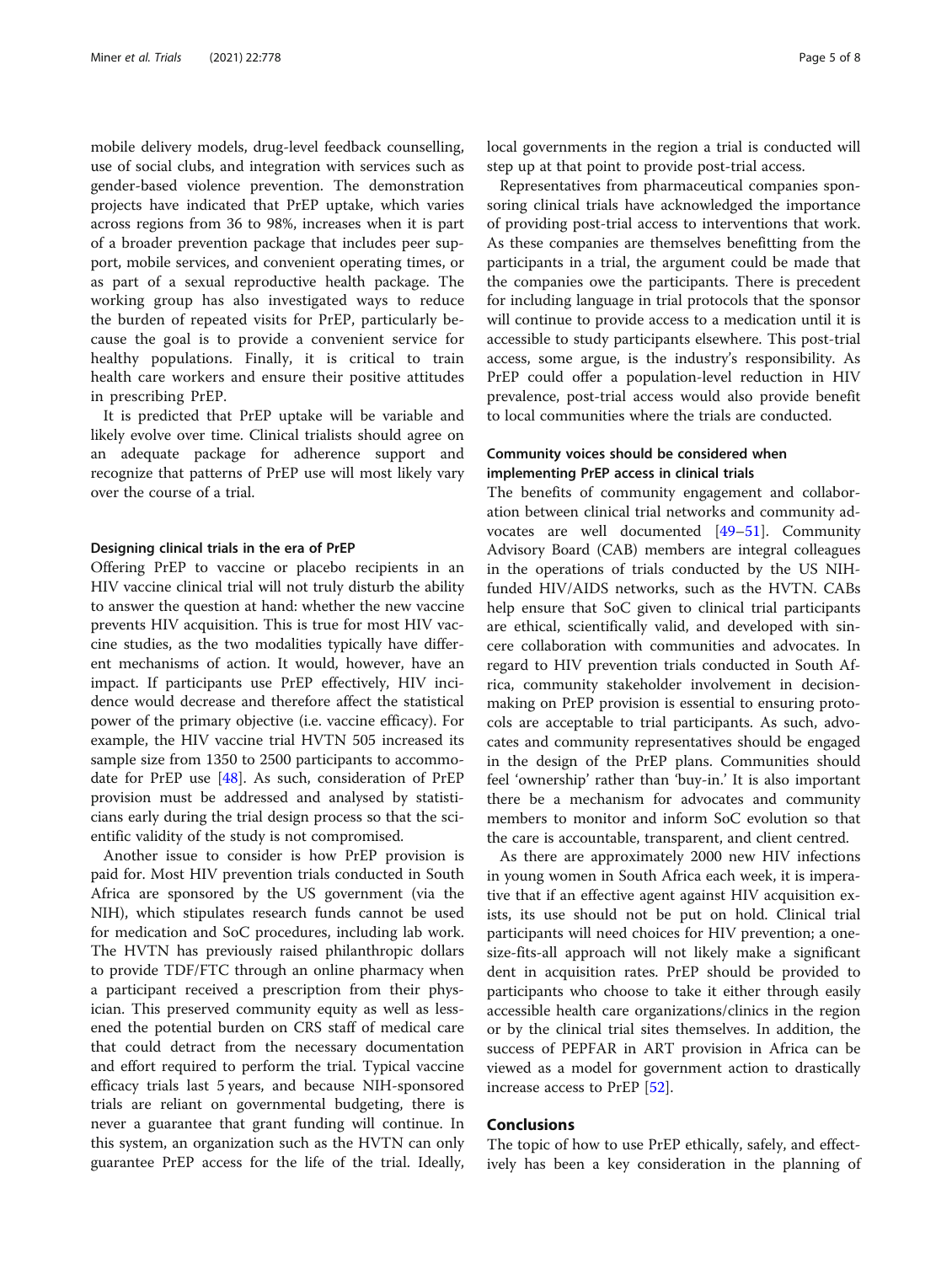mobile delivery models, drug-level feedback counselling, use of social clubs, and integration with services such as gender-based violence prevention. The demonstration projects have indicated that PrEP uptake, which varies across regions from 36 to 98%, increases when it is part of a broader prevention package that includes peer support, mobile services, and convenient operating times, or as part of a sexual reproductive health package. The working group has also investigated ways to reduce the burden of repeated visits for PrEP, particularly because the goal is to provide a convenient service for healthy populations. Finally, it is critical to train health care workers and ensure their positive attitudes in prescribing PrEP.

It is predicted that PrEP uptake will be variable and likely evolve over time. Clinical trialists should agree on an adequate package for adherence support and recognize that patterns of PrEP use will most likely vary over the course of a trial.

#### Designing clinical trials in the era of PrEP

Offering PrEP to vaccine or placebo recipients in an HIV vaccine clinical trial will not truly disturb the ability to answer the question at hand: whether the new vaccine prevents HIV acquisition. This is true for most HIV vaccine studies, as the two modalities typically have different mechanisms of action. It would, however, have an impact. If participants use PrEP effectively, HIV incidence would decrease and therefore affect the statistical power of the primary objective (i.e. vaccine efficacy). For example, the HIV vaccine trial HVTN 505 increased its sample size from 1350 to 2500 participants to accommodate for PrEP use [48]. As such, consideration of PrEP provision must be addressed and analysed by statisticians early during the trial design process so that the scientific validity of the study is not compromised.

Another issue to consider is how PrEP provision is paid for. Most HIV prevention trials conducted in South Africa are sponsored by the US government (via the NIH), which stipulates research funds cannot be used for medication and SoC procedures, including lab work. The HVTN has previously raised philanthropic dollars to provide TDF/FTC through an online pharmacy when a participant received a prescription from their physician. This preserved community equity as well as lessened the potential burden on CRS staff of medical care that could detract from the necessary documentation and effort required to perform the trial. Typical vaccine efficacy trials last 5 years, and because NIH-sponsored trials are reliant on governmental budgeting, there is never a guarantee that grant funding will continue. In this system, an organization such as the HVTN can only guarantee PrEP access for the life of the trial. Ideally, local governments in the region a trial is conducted will step up at that point to provide post-trial access.

Representatives from pharmaceutical companies sponsoring clinical trials have acknowledged the importance of providing post-trial access to interventions that work. As these companies are themselves benefitting from the participants in a trial, the argument could be made that the companies owe the participants. There is precedent for including language in trial protocols that the sponsor will continue to provide access to a medication until it is accessible to study participants elsewhere. This post-trial access, some argue, is the industry's responsibility. As PrEP could offer a population-level reduction in HIV prevalence, post-trial access would also provide benefit to local communities where the trials are conducted.

#### Community voices should be considered when implementing PrEP access in clinical trials

The benefits of community engagement and collaboration between clinical trial networks and community advocates are well documented [49–51]. Community Advisory Board (CAB) members are integral colleagues in the operations of trials conducted by the US NIH-funded HIV/AIDS networks, such as the HVTN. CABs help ensure that SoC given to clinical trial participants are ethical, scientifically valid, and developed with sincere collaboration with communities and advocates. In regard to HIV prevention trials conducted in South Africa, community stakeholder involvement in decision-making on PrEP provision is essential to ensuring protocols are acceptable to trial participants. As such, advocates and community representatives should be engaged in the design of the PrEP plans. Communities should feel 'ownership' rather than 'buy-in.' It is also important there be a mechanism for advocates and community members to monitor and inform SoC evolution so that the care is accountable, transparent, and client centred.

As there are approximately 2000 new HIV infections in young women in South Africa each week, it is imperative that if an effective agent against HIV acquisition exists, its use should not be put on hold. Clinical trial participants will need choices for HIV prevention; a one-size-fits-all approach will not likely make a significant dent in acquisition rates. PrEP should be provided to participants who choose to take it either through easily accessible health care organizations/clinics in the region or by the clinical trial sites themselves. In addition, the success of PEPFAR in ART provision in Africa can be viewed as a model for government action to drastically increase access to PrEP [52].

## Conclusions

The topic of how to use PrEP ethically, safely, and effectively has been a key consideration in the planning of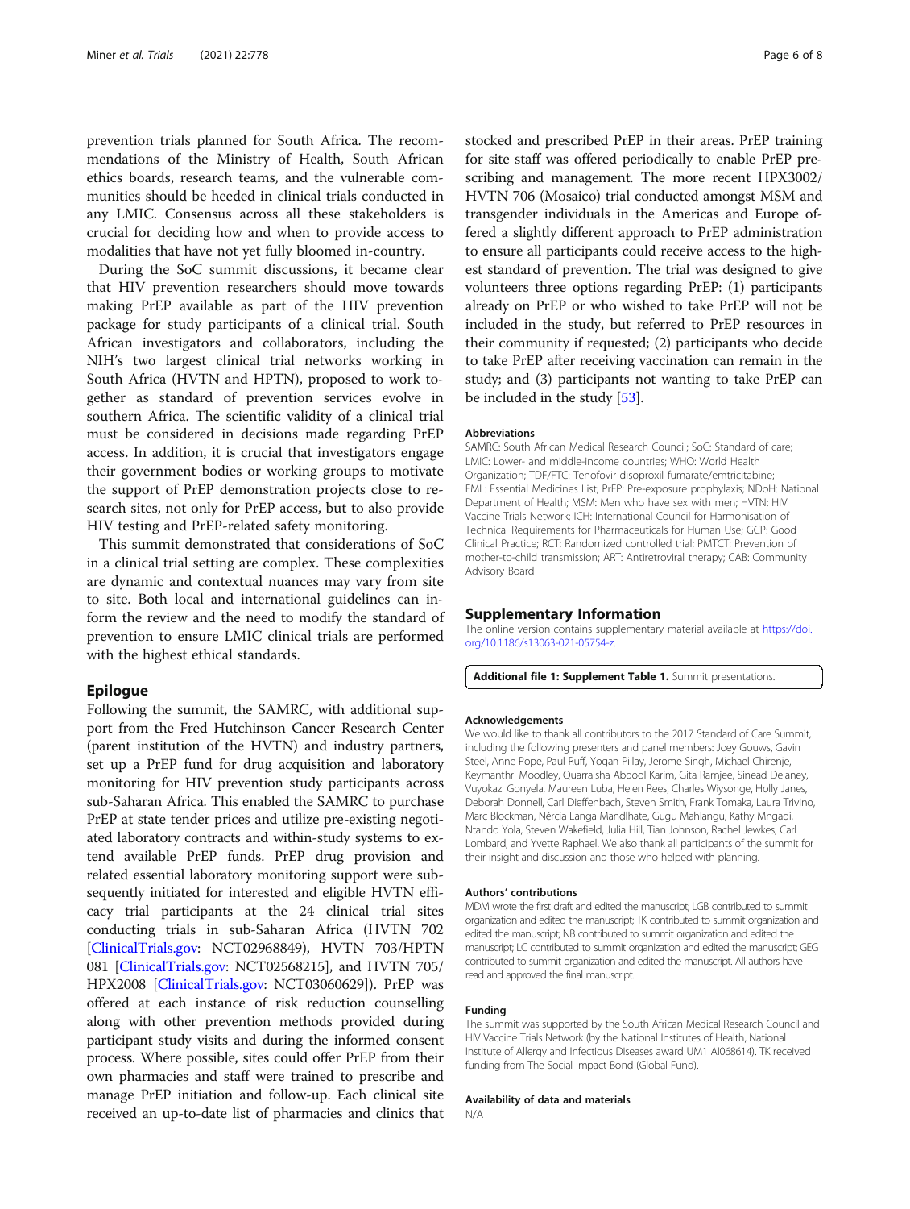prevention trials planned for South Africa. The recommendations of the Ministry of Health, South African ethics boards, research teams, and the vulnerable communities should be heeded in clinical trials conducted in any LMIC. Consensus across all these stakeholders is crucial for deciding how and when to provide access to modalities that have not yet fully bloomed in-country.

During the SoC summit discussions, it became clear that HIV prevention researchers should move towards making PrEP available as part of the HIV prevention package for study participants of a clinical trial. South African investigators and collaborators, including the NIH's two largest clinical trial networks working in South Africa (HVTN and HPTN), proposed to work together as standard of prevention services evolve in southern Africa. The scientific validity of a clinical trial must be considered in decisions made regarding PrEP access. In addition, it is crucial that investigators engage their government bodies or working groups to motivate the support of PrEP demonstration projects close to research sites, not only for PrEP access, but to also provide HIV testing and PrEP-related safety monitoring.

This summit demonstrated that considerations of SoC in a clinical trial setting are complex. These complexities are dynamic and contextual nuances may vary from site to site. Both local and international guidelines can inform the review and the need to modify the standard of prevention to ensure LMIC clinical trials are performed with the highest ethical standards.

## Epilogue

Following the summit, the SAMRC, with additional support from the Fred Hutchinson Cancer Research Center (parent institution of the HVTN) and industry partners, set up a PrEP fund for drug acquisition and laboratory monitoring for HIV prevention study participants across sub-Saharan Africa. This enabled the SAMRC to purchase PrEP at state tender prices and utilize pre-existing negotiated laboratory contracts and within-study systems to extend available PrEP funds. PrEP drug provision and related essential laboratory monitoring support were subsequently initiated for interested and eligible HVTN efficacy trial participants at the 24 clinical trial sites conducting trials in sub-Saharan Africa (HVTN 702 [ClinicalTrials.gov: NCT02968849), HVTN 703/HPTN 081 [ClinicalTrials.gov: NCT02568215], and HVTN 705/HPX2008 [ClinicalTrials.gov: NCT03060629]). PrEP was offered at each instance of risk reduction counselling along with other prevention methods provided during participant study visits and during the informed consent process. Where possible, sites could offer PrEP from their own pharmacies and staff were trained to prescribe and manage PrEP initiation and follow-up. Each clinical site received an up-to-date list of pharmacies and clinics that stocked and prescribed PrEP in their areas. PrEP training for site staff was offered periodically to enable PrEP prescribing and management. The more recent HPX3002/HVTN 706 (Mosaico) trial conducted amongst MSM and transgender individuals in the Americas and Europe offered a slightly different approach to PrEP administration to ensure all participants could receive access to the highest standard of prevention. The trial was designed to give volunteers three options regarding PrEP: (1) participants already on PrEP or who wished to take PrEP will not be included in the study, but referred to PrEP resources in their community if requested; (2) participants who decide to take PrEP after receiving vaccination can remain in the study; and (3) participants not wanting to take PrEP can be included in the study [53].

### Abbreviations

SAMRC: South African Medical Research Council; SoC: Standard of care; LMIC: Lower- and middle-income countries; WHO: World Health Organization; TDF/FTC: Tenofovir disoproxil fumarate/emtricitabine; EML: Essential Medicines List; PrEP: Pre-exposure prophylaxis; NDoH: National Department of Health; MSM: Men who have sex with men; HVTN: HIV Vaccine Trials Network; ICH: International Council for Harmonisation of Technical Requirements for Pharmaceuticals for Human Use; GCP: Good Clinical Practice; RCT: Randomized controlled trial; PMTCT: Prevention of mother-to-child transmission; ART: Antiretroviral therapy; CAB: Community Advisory Board

## Supplementary Information

The online version contains supplementary material available at https://doi.org/10.1186/s13063-021-05754-z.

**Additional file 1: Supplement Table 1.** Summit presentations.

### Acknowledgements

We would like to thank all contributors to the 2017 Standard of Care Summit, including the following presenters and panel members: Joey Gouws, Gavin Steel, Anne Pope, Paul Ruff, Yogan Pillay, Jerome Singh, Michael Chirenje, Keymanthri Moodley, Quarraisha Abdool Karim, Gita Ramjee, Sinead Delaney, Vuyokazi Gonyela, Maureen Luba, Helen Rees, Charles Wiysonge, Holly Janes, Deborah Donnell, Carl Dieffenbach, Steven Smith, Frank Tomaka, Laura Trivino, Marc Blockman, Nércia Langa Mandlhate, Gugu Mahlangu, Kathy Mngadi, Ntando Yola, Steven Wakefield, Julia Hill, Tian Johnson, Rachel Jewkes, Carl Lombard, and Yvette Raphael. We also thank all participants of the summit for their insight and discussion and those who helped with planning.

### Authors' contributions

MDM wrote the first draft and edited the manuscript; LGB contributed to summit organization and edited the manuscript; TK contributed to summit organization and edited the manuscript; NB contributed to summit organization and edited the manuscript; LC contributed to summit organization and edited the manuscript; GEG contributed to summit organization and edited the manuscript. All authors have read and approved the final manuscript.

### Funding

The summit was supported by the South African Medical Research Council and HIV Vaccine Trials Network (by the National Institutes of Health, National Institute of Allergy and Infectious Diseases award UM1 AI068614). TK received funding from The Social Impact Bond (Global Fund).

### Availability of data and materials

N/A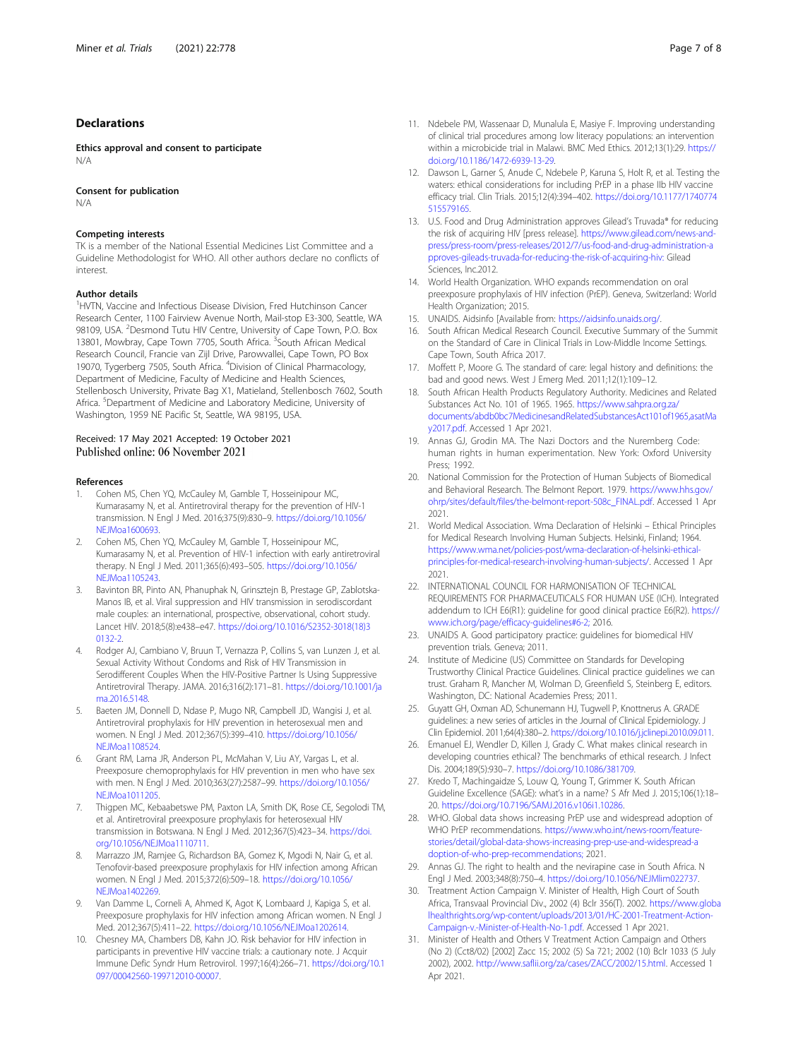## Declarations

### Ethics approval and consent to participate

N/A

### Consent for publication

N/A

### Competing interests

TK is a member of the National Essential Medicines List Committee and a Guideline Methodologist for WHO. All other authors declare no conflicts of interest.

### Author details

[1]HVTN, Vaccine and Infectious Disease Division, Fred Hutchinson Cancer Research Center, 1100 Fairview Avenue North, Mail-stop E3-300, Seattle, WA 98109, USA. [2]Desmond Tutu HIV Centre, University of Cape Town, P.O. Box 13801, Mowbray, Cape Town 7705, South Africa. [3]South African Medical Research Council, Francie van Zijl Drive, Parowvallei, Cape Town, PO Box 19070, Tygerberg 7505, South Africa. [4]Division of Clinical Pharmacology, Department of Medicine, Faculty of Medicine and Health Sciences, Stellenbosch University, Private Bag X1, Matieland, Stellenbosch 7602, South Africa. [5]Department of Medicine and Laboratory Medicine, University of Washington, 1959 NE Pacific St, Seattle, WA 98195, USA.

Received: 17 May 2021 Accepted: 19 October 2021
Published online: 06 November 2021

### References

1. Cohen MS, Chen YQ, McCauley M, Gamble T, Hosseinipour MC, Kumarasamy N, et al. Antiretroviral therapy for the prevention of HIV-1 transmission. N Engl J Med. 2016;375(9):830–9. https://doi.org/10.1056/NEJMoa1600693.
2. Cohen MS, Chen YQ, McCauley M, Gamble T, Hosseinipour MC, Kumarasamy N, et al. Prevention of HIV-1 infection with early antiretroviral therapy. N Engl J Med. 2011;365(6):493–505. https://doi.org/10.1056/NEJMoa1105243.
3. Bavinton BR, Pinto AN, Phanuphak N, Grinsztejn B, Prestage GP, Zablotska-Manos IB, et al. Viral suppression and HIV transmission in serodiscordant male couples: an international, prospective, observational, cohort study. Lancet HIV. 2018;5(8):e438–e47. https://doi.org/10.1016/S2352-3018(18)30132-2.
4. Rodger AJ, Cambiano V, Bruun T, Vernazza P, Collins S, van Lunzen J, et al. Sexual Activity Without Condoms and Risk of HIV Transmission in Serodifferent Couples When the HIV-Positive Partner Is Using Suppressive Antiretroviral Therapy. JAMA. 2016;316(2):171–81. https://doi.org/10.1001/jama.2016.5148.
5. Baeten JM, Donnell D, Ndase P, Mugo NR, Campbell JD, Wangisi J, et al. Antiretroviral prophylaxis for HIV prevention in heterosexual men and women. N Engl J Med. 2012;367(5):399–410. https://doi.org/10.1056/NEJMoa1108524.
6. Grant RM, Lama JR, Anderson PL, McMahan V, Liu AY, Vargas L, et al. Preexposure chemoprophylaxis for HIV prevention in men who have sex with men. N Engl J Med. 2010;363(27):2587–99. https://doi.org/10.1056/NEJMoa1011205.
7. Thigpen MC, Kebaabetswe PM, Paxton LA, Smith DK, Rose CE, Segolodi TM, et al. Antiretroviral preexposure prophylaxis for heterosexual HIV transmission in Botswana. N Engl J Med. 2012;367(5):423–34. https://doi.org/10.1056/NEJMoa1110711.
8. Marrazzo JM, Ramjee G, Richardson BA, Gomez K, Mgodi N, Nair G, et al. Tenofovir-based preexposure prophylaxis for HIV infection among African women. N Engl J Med. 2015;372(6):509–18. https://doi.org/10.1056/NEJMoa1402269.
9. Van Damme L, Corneli A, Ahmed K, Agot K, Lombaard J, Kapiga S, et al. Preexposure prophylaxis for HIV infection among African women. N Engl J Med. 2012;367(5):411–22. https://doi.org/10.1056/NEJMoa1202614.
10. Chesney MA, Chambers DB, Kahn JO. Risk behavior for HIV infection in participants in preventive HIV vaccine trials: a cautionary note. J Acquir Immune Defic Syndr Hum Retrovirol. 1997;16(4):266–71. https://doi.org/10.1097/00042560-199712010-00007.
11. Ndebele PM, Wassenaar D, Munalula E, Masiye F. Improving understanding of clinical trial procedures among low literacy populations: an intervention within a microbicide trial in Malawi. BMC Med Ethics. 2012;13(1):29. https://doi.org/10.1186/1472-6939-13-29.
12. Dawson L, Garner S, Anude C, Ndebele P, Karuna S, Holt R, et al. Testing the waters: ethical considerations for including PrEP in a phase IIb HIV vaccine efficacy trial. Clin Trials. 2015;12(4):394–402. https://doi.org/10.1177/1740774515579165.
13. U.S. Food and Drug Administration approves Gilead's Truvada® for reducing the risk of acquiring HIV [press release]. https://www.gilead.com/news-and-press/press-room/press-releases/2012/7/us-food-and-drug-administration-approves-gileads-truvada-for-reducing-the-risk-of-acquiring-hiv: Gilead Sciences, Inc.2012.
14. World Health Organization. WHO expands recommendation on oral preexposure prophylaxis of HIV infection (PrEP). Geneva, Switzerland: World Health Organization; 2015.
15. UNAIDS. Aidsinfo [Available from: https://aidsinfo.unaids.org/.
16. South African Medical Research Council. Executive Summary of the Summit on the Standard of Care in Clinical Trials in Low-Middle Income Settings. Cape Town, South Africa 2017.
17. Moffett P, Moore G. The standard of care: legal history and definitions: the bad and good news. West J Emerg Med. 2011;12(1):109–12.
18. South African Health Products Regulatory Authority. Medicines and Related Substances Act No. 101 of 1965. 1965. https://www.sahpra.org.za/documents/abdb0bc7MedicinesandRelatedSubstancesAct101of1965,asatMay2017.pdf. Accessed 1 Apr 2021.
19. Annas GJ, Grodin MA. The Nazi Doctors and the Nuremberg Code: human rights in human experimentation. New York: Oxford University Press; 1992.
20. National Commission for the Protection of Human Subjects of Biomedical and Behavioral Research. The Belmont Report. 1979. https://www.hhs.gov/ohrp/sites/default/files/the-belmont-report-508c_FINAL.pdf. Accessed 1 Apr 2021.
21. World Medical Association. Wma Declaration of Helsinki – Ethical Principles for Medical Research Involving Human Subjects. Helsinki, Finland; 1964. https://www.wma.net/policies-post/wma-declaration-of-helsinki-ethical-principles-for-medical-research-involving-human-subjects/. Accessed 1 Apr 2021.
22. INTERNATIONAL COUNCIL FOR HARMONISATION OF TECHNICAL REQUIREMENTS FOR PHARMACEUTICALS FOR HUMAN USE (ICH). Integrated addendum to ICH E6(R1): guideline for good clinical practice E6(R2). https://www.ich.org/page/efficacy-guidelines#6-2; 2016.
23. UNAIDS A. Good participatory practice: guidelines for biomedical HIV prevention trials. Geneva; 2011.
24. Institute of Medicine (US) Committee on Standards for Developing Trustworthy Clinical Practice Guidelines. Clinical practice guidelines we can trust. Graham R, Mancher M, Wolman D, Greenfield S, Steinberg E, editors. Washington, DC: National Academies Press; 2011.
25. Guyatt GH, Oxman AD, Schunemann HJ, Tugwell P, Knottnerus A. GRADE guidelines: a new series of articles in the Journal of Clinical Epidemiology. J Clin Epidemiol. 2011;64(4):380–2. https://doi.org/10.1016/j.jclinepi.2010.09.011.
26. Emanuel EJ, Wendler D, Killen J, Grady C. What makes clinical research in developing countries ethical? The benchmarks of ethical research. J Infect Dis. 2004;189(5):930–7. https://doi.org/10.1086/381709.
27. Kredo T, Machingaidze S, Louw Q, Young T, Grimmer K. South African Guideline Excellence (SAGE): what's in a name? S Afr Med J. 2015;106(1):18–20. https://doi.org/10.7196/SAMJ.2016.v106i1.10286.
28. WHO. Global data shows increasing PrEP use and widespread adoption of WHO PrEP recommendations. https://www.who.int/news-room/feature-stories/detail/global-data-shows-increasing-prep-use-and-widespread-adoption-of-who-prep-recommendations; 2021.
29. Annas GJ. The right to health and the nevirapine case in South Africa. N Engl J Med. 2003;348(8):750–4. https://doi.org/10.1056/NEJMlim022737.
30. Treatment Action Campaign V. Minister of Health, High Court of South Africa, Transvaal Provincial Div., 2002 (4) Bclr 356(T). 2002. https://www.globalhealthrights.org/wp-content/uploads/2013/01/HC-2001-Treatment-Action-Campaign-v.-Minister-of-Health-No-1.pdf. Accessed 1 Apr 2021.
31. Minister of Health and Others V Treatment Action Campaign and Others (No 2) (Cct8/02) [2002] Zacc 15; 2002 (5) Sa 721; 2002 (10) Bclr 1033 (5 July 2002), 2002. http://www.saflii.org/za/cases/ZACC/2002/15.html. Accessed 1 Apr 2021.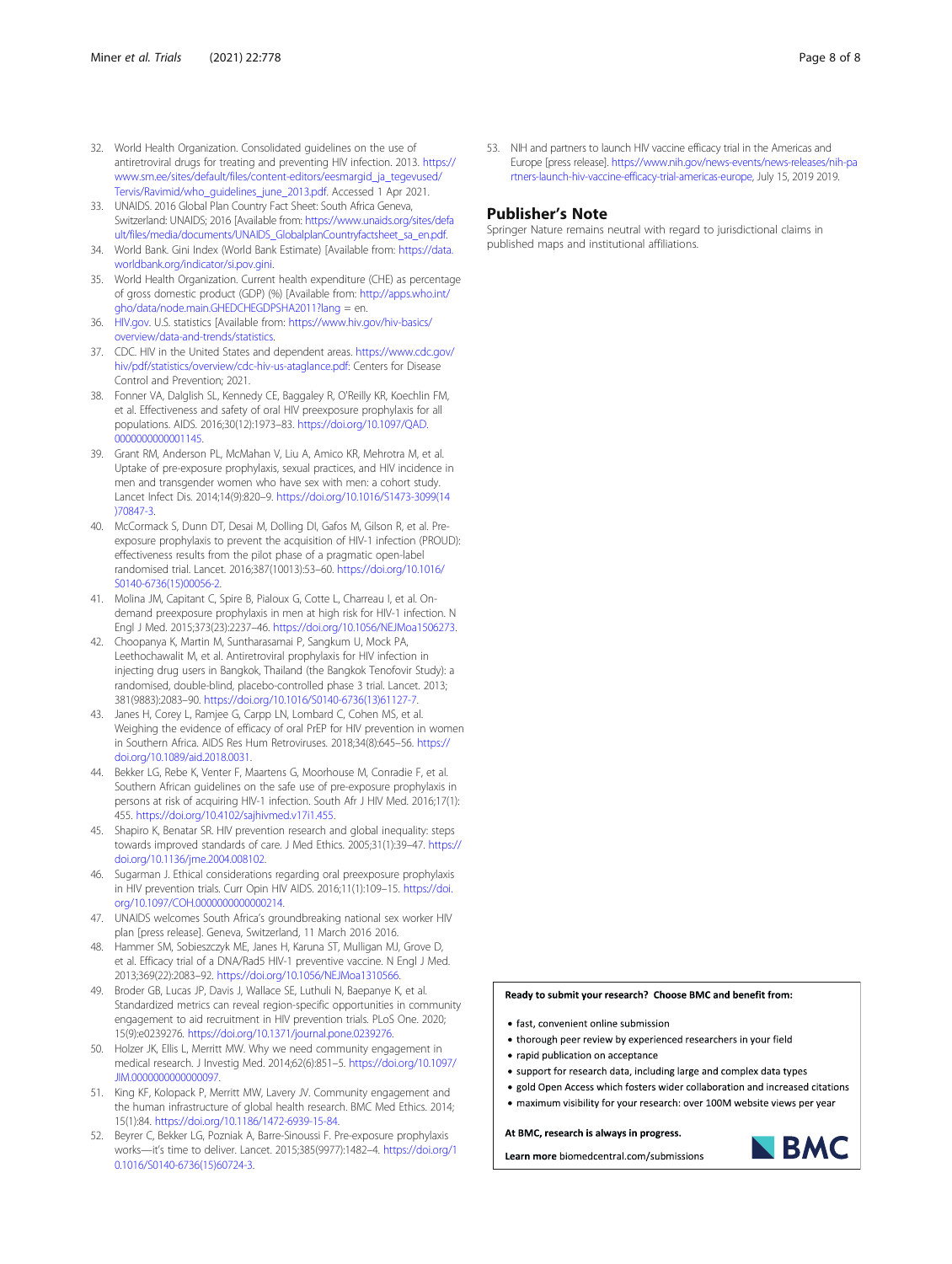32. World Health Organization. Consolidated guidelines on the use of antiretroviral drugs for treating and preventing HIV infection. 2013. https://www.sm.ee/sites/default/files/content-editors/eesmargid_ja_tegevused/Tervis/Ravimid/who_guidelines_june_2013.pdf. Accessed 1 Apr 2021.
33. UNAIDS. 2016 Global Plan Country Fact Sheet: South Africa Geneva, Switzerland: UNAIDS; 2016 [Available from: https://www.unaids.org/sites/default/files/media/documents/UNAIDS_GlobalplanCountryfactsheet_sa_en.pdf.
34. World Bank. Gini Index (World Bank Estimate) [Available from: https://data.worldbank.org/indicator/si.pov.gini.
35. World Health Organization. Current health expenditure (CHE) as percentage of gross domestic product (GDP) (%) [Available from: http://apps.who.int/gho/data/node.main.GHEDCHEGDPSHA2011?lang = en.
36. HIV.gov. U.S. statistics [Available from: https://www.hiv.gov/hiv-basics/overview/data-and-trends/statistics.
37. CDC. HIV in the United States and dependent areas. https://www.cdc.gov/hiv/pdf/statistics/overview/cdc-hiv-us-ataglance.pdf: Centers for Disease Control and Prevention; 2021.
38. Fonner VA, Dalglish SL, Kennedy CE, Baggaley R, O'Reilly KR, Koechlin FM, et al. Effectiveness and safety of oral HIV preexposure prophylaxis for all populations. AIDS. 2016;30(12):1973–83. https://doi.org/10.1097/QAD.0000000000001145.
39. Grant RM, Anderson PL, McMahan V, Liu A, Amico KR, Mehrotra M, et al. Uptake of pre-exposure prophylaxis, sexual practices, and HIV incidence in men and transgender women who have sex with men: a cohort study. Lancet Infect Dis. 2014;14(9):820–9. https://doi.org/10.1016/S1473-3099(14)70847-3.
40. McCormack S, Dunn DT, Desai M, Dolling DI, Gafos M, Gilson R, et al. Pre-exposure prophylaxis to prevent the acquisition of HIV-1 infection (PROUD): effectiveness results from the pilot phase of a pragmatic open-label randomised trial. Lancet. 2016;387(10013):53–60. https://doi.org/10.1016/S0140-6736(15)00056-2.
41. Molina JM, Capitant C, Spire B, Pialoux G, Cotte L, Charreau I, et al. On-demand preexposure prophylaxis in men at high risk for HIV-1 infection. N Engl J Med. 2015;373(23):2237–46. https://doi.org/10.1056/NEJMoa1506273.
42. Choopanya K, Martin M, Suntharasamai P, Sangkum U, Mock PA, Leethochawalit M, et al. Antiretroviral prophylaxis for HIV infection in injecting drug users in Bangkok, Thailand (the Bangkok Tenofovir Study): a randomised, double-blind, placebo-controlled phase 3 trial. Lancet. 2013;381(9883):2083–90. https://doi.org/10.1016/S0140-6736(13)61127-7.
43. Janes H, Corey L, Ramjee G, Carpp LN, Lombard C, Cohen MS, et al. Weighing the evidence of efficacy of oral PrEP for HIV prevention in women in Southern Africa. AIDS Res Hum Retroviruses. 2018;34(8):645–56. https://doi.org/10.1089/aid.2018.0031.
44. Bekker LG, Rebe K, Venter F, Maartens G, Moorhouse M, Conradie F, et al. Southern African guidelines on the safe use of pre-exposure prophylaxis in persons at risk of acquiring HIV-1 infection. South Afr J HIV Med. 2016;17(1):455. https://doi.org/10.4102/sajhivmed.v17i1.455.
45. Shapiro K, Benatar SR. HIV prevention research and global inequality: steps towards improved standards of care. J Med Ethics. 2005;31(1):39–47. https://doi.org/10.1136/jme.2004.008102.
46. Sugarman J. Ethical considerations regarding oral preexposure prophylaxis in HIV prevention trials. Curr Opin HIV AIDS. 2016;11(1):109–15. https://doi.org/10.1097/COH.0000000000000214.
47. UNAIDS welcomes South Africa's groundbreaking national sex worker HIV plan [press release]. Geneva, Switzerland, 11 March 2016 2016.
48. Hammer SM, Sobieszczyk ME, Janes H, Karuna ST, Mulligan MJ, Grove D, et al. Efficacy trial of a DNA/Rad5 HIV-1 preventive vaccine. N Engl J Med. 2013;369(22):2083–92. https://doi.org/10.1056/NEJMoa1310566.
49. Broder GB, Lucas JP, Davis J, Wallace SE, Luthuli N, Baepanye K, et al. Standardized metrics can reveal region-specific opportunities in community engagement to aid recruitment in HIV prevention trials. PLoS One. 2020;15(9):e0239276. https://doi.org/10.1371/journal.pone.0239276.
50. Holzer JK, Ellis L, Merritt MW. Why we need community engagement in medical research. J Investig Med. 2014;62(6):851–5. https://doi.org/10.1097/JIM.0000000000000097.
51. King KF, Kolopack P, Merritt MW, Lavery JV. Community engagement and the human infrastructure of global health research. BMC Med Ethics. 2014;15(1):84. https://doi.org/10.1186/1472-6939-15-84.
52. Beyrer C, Bekker LG, Pozniak A, Barre-Sinoussi F. Pre-exposure prophylaxis works—it's time to deliver. Lancet. 2015;385(9977):1482–4. https://doi.org/10.1016/S0140-6736(15)60724-3.
53. NIH and partners to launch HIV vaccine efficacy trial in the Americas and Europe [press release]. https://www.nih.gov/news-events/news-releases/nih-partners-launch-hiv-vaccine-efficacy-trial-americas-europe, July 15, 2019 2019.

## Publisher's Note

Springer Nature remains neutral with regard to jurisdictional claims in published maps and institutional affiliations.

**Ready to submit your research? Choose BMC and benefit from:**

- fast, convenient online submission
- thorough peer review by experienced researchers in your field
- rapid publication on acceptance
- support for research data, including large and complex data types
- gold Open Access which fosters wider collaboration and increased citations
- maximum visibility for your research: over 100M website views per year

**At BMC, research is always in progress.**

**Learn more** biomedcentral.com/submissions

BMC